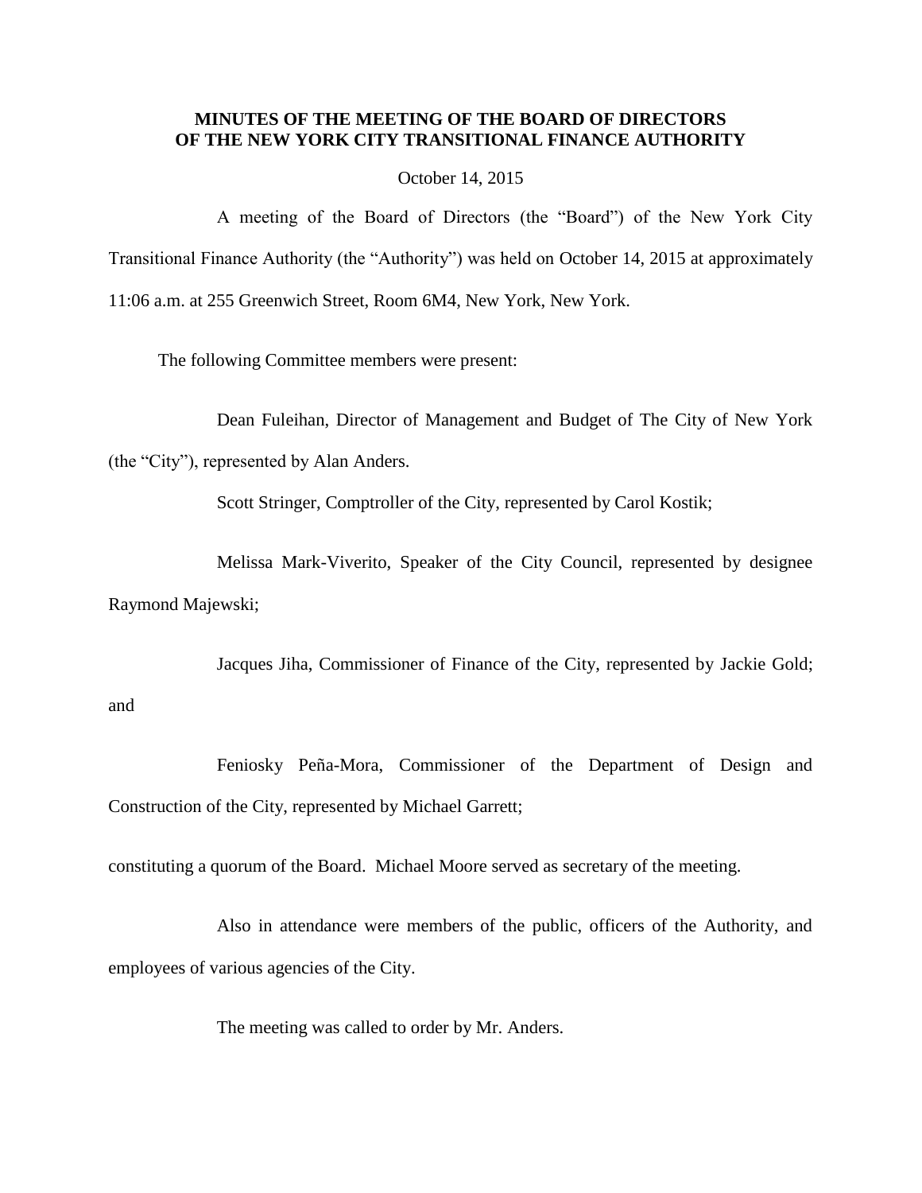**MINUTES OF THE MEETING OF THE BOARD OF DIRECTORS OF THE NEW YORK CITY TRANSITIONAL FINANCE AUTHORITY**

October 14, 2015

A meeting of the Board of Directors (the "Board") of the New York City Transitional Finance Authority (the "Authority") was held on October 14, 2015 at approximately 11:06 a.m. at 255 Greenwich Street, Room 6M4, New York, New York.

The following Committee members were present:

Dean Fuleihan, Director of Management and Budget of The City of New York (the "City"), represented by Alan Anders.

Scott Stringer, Comptroller of the City, represented by Carol Kostik;

Melissa Mark-Viverito, Speaker of the City Council, represented by designee Raymond Majewski;

Jacques Jiha, Commissioner of Finance of the City, represented by Jackie Gold; and

Feniosky Peña-Mora, Commissioner of the Department of Design and Construction of the City, represented by Michael Garrett;

constituting a quorum of the Board. Michael Moore served as secretary of the meeting.

Also in attendance were members of the public, officers of the Authority, and employees of various agencies of the City.

The meeting was called to order by Mr. Anders.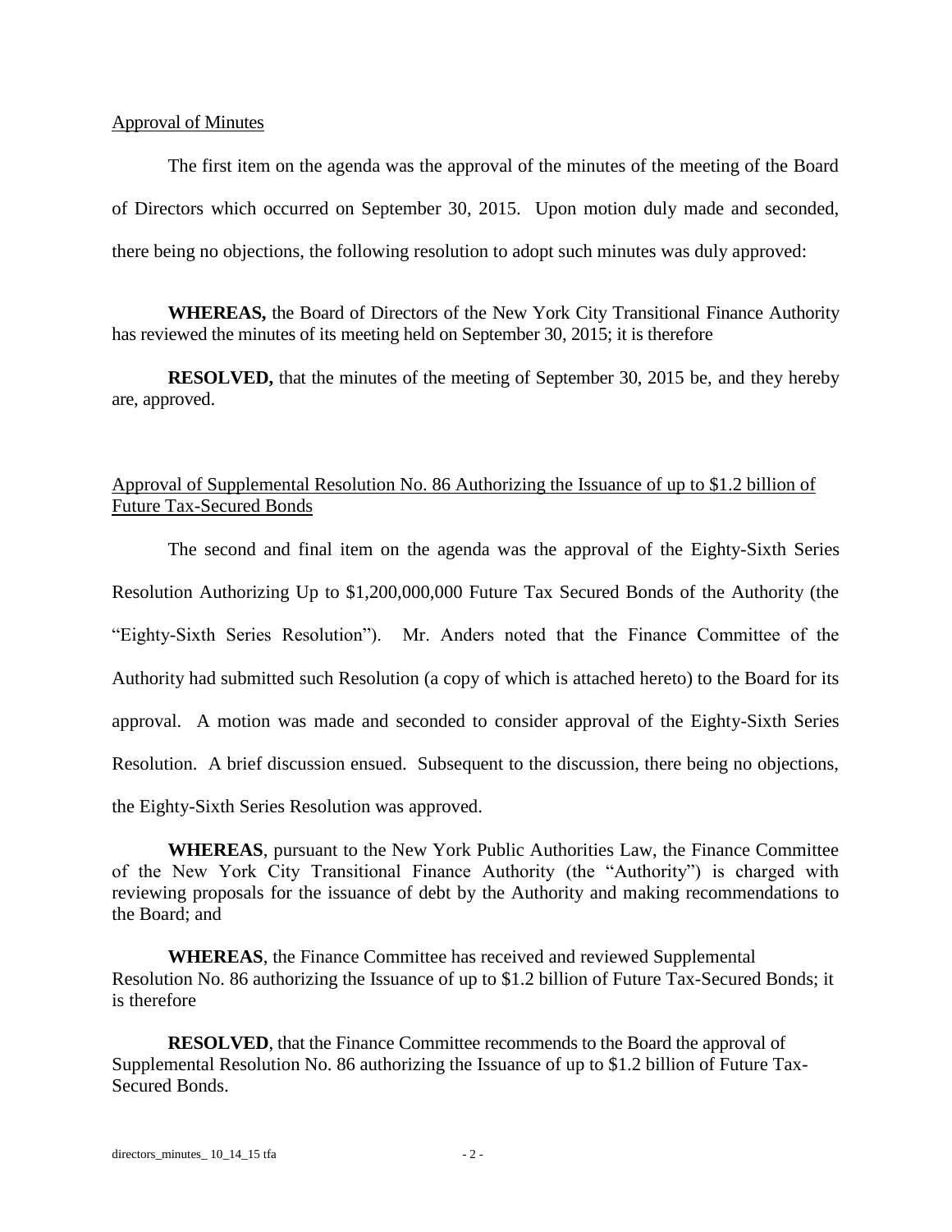Approval of Minutes

The first item on the agenda was the approval of the minutes of the meeting of the Board of Directors which occurred on September 30, 2015. Upon motion duly made and seconded, there being no objections, the following resolution to adopt such minutes was duly approved:

**WHEREAS,** the Board of Directors of the New York City Transitional Finance Authority has reviewed the minutes of its meeting held on September 30, 2015; it is therefore

**RESOLVED,** that the minutes of the meeting of September 30, 2015 be, and they hereby are, approved.

Approval of Supplemental Resolution No. 86 Authorizing the Issuance of up to $1.2 billion of Future Tax-Secured Bonds

The second and final item on the agenda was the approval of the Eighty-Sixth Series Resolution Authorizing Up to $1,200,000,000 Future Tax Secured Bonds of the Authority (the "Eighty-Sixth Series Resolution"). Mr. Anders noted that the Finance Committee of the Authority had submitted such Resolution (a copy of which is attached hereto) to the Board for its approval. A motion was made and seconded to consider approval of the Eighty-Sixth Series Resolution. A brief discussion ensued. Subsequent to the discussion, there being no objections, the Eighty-Sixth Series Resolution was approved.

**WHEREAS**, pursuant to the New York Public Authorities Law, the Finance Committee of the New York City Transitional Finance Authority (the "Authority") is charged with reviewing proposals for the issuance of debt by the Authority and making recommendations to the Board; and

**WHEREAS**, the Finance Committee has received and reviewed Supplemental Resolution No. 86 authorizing the Issuance of up to $1.2 billion of Future Tax-Secured Bonds; it is therefore

**RESOLVED**, that the Finance Committee recommends to the Board the approval of Supplemental Resolution No. 86 authorizing the Issuance of up to $1.2 billion of Future Tax-Secured Bonds.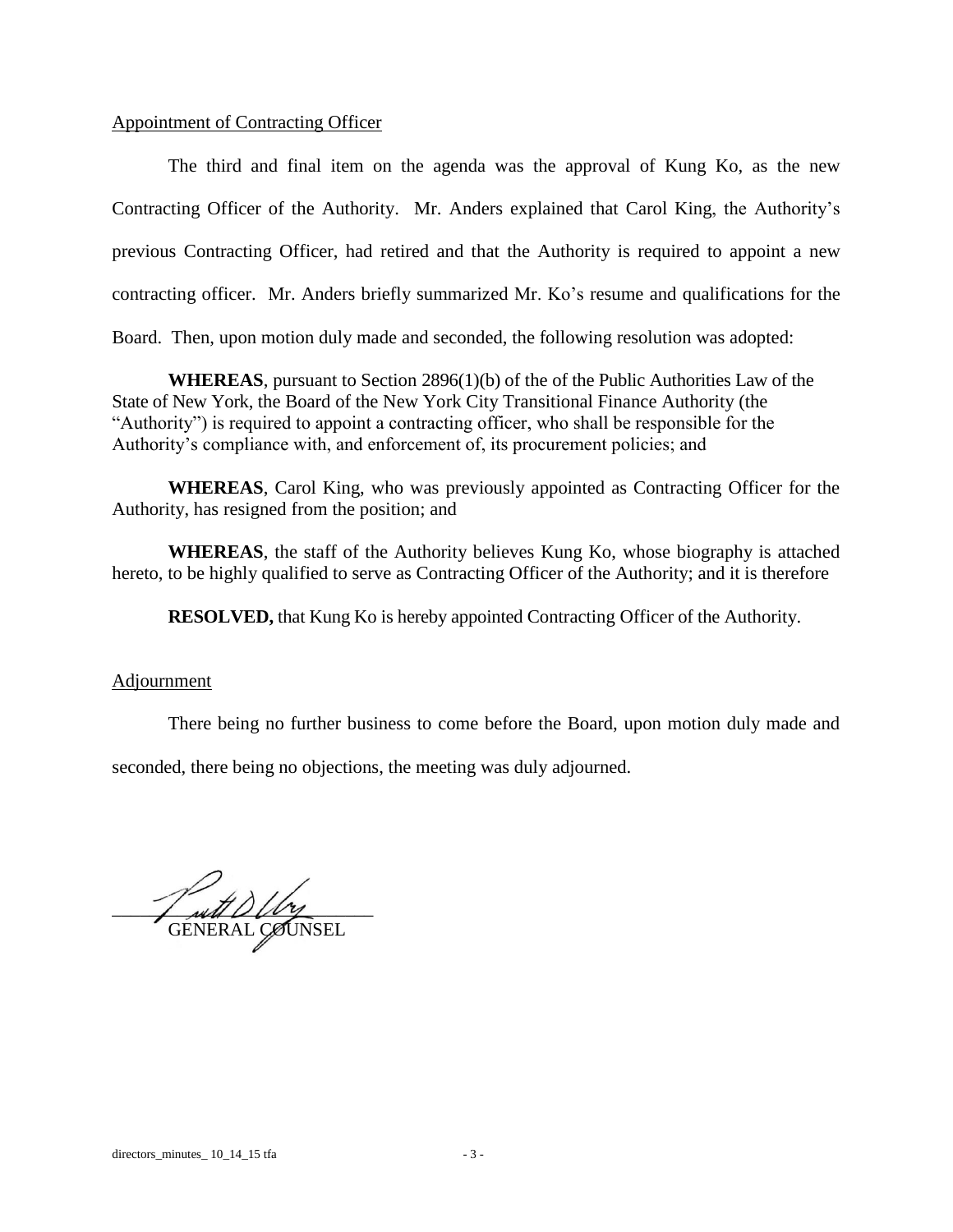Appointment of Contracting Officer

The third and final item on the agenda was the approval of Kung Ko, as the new Contracting Officer of the Authority. Mr. Anders explained that Carol King, the Authority's previous Contracting Officer, had retired and that the Authority is required to appoint a new contracting officer. Mr. Anders briefly summarized Mr. Ko's resume and qualifications for the Board. Then, upon motion duly made and seconded, the following resolution was adopted:

**WHEREAS**, pursuant to Section 2896(1)(b) of the of the Public Authorities Law of the State of New York, the Board of the New York City Transitional Finance Authority (the "Authority") is required to appoint a contracting officer, who shall be responsible for the Authority's compliance with, and enforcement of, its procurement policies; and

**WHEREAS**, Carol King, who was previously appointed as Contracting Officer for the Authority, has resigned from the position; and

**WHEREAS**, the staff of the Authority believes Kung Ko, whose biography is attached hereto, to be highly qualified to serve as Contracting Officer of the Authority; and it is therefore

**RESOLVED,** that Kung Ko is hereby appointed Contracting Officer of the Authority.

Adjournment

There being no further business to come before the Board, upon motion duly made and seconded, there being no objections, the meeting was duly adjourned.

GENERAL COUNSEL